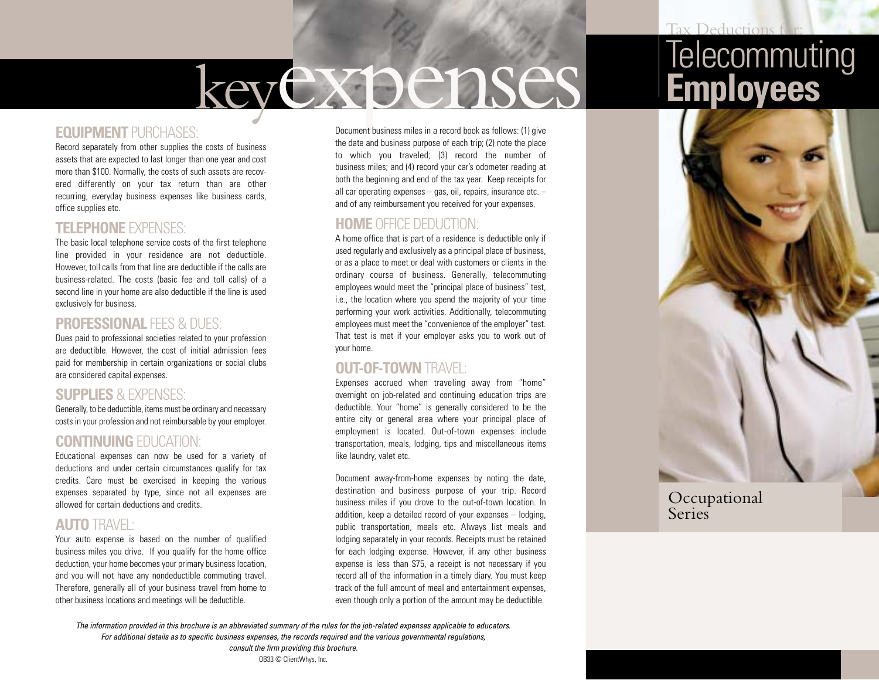# key expenses

## EQUIPMENT PURCHASES:

Record separately from other supplies the costs of business assets that are expected to last longer than one year and cost more than $100. Normally, the costs of such assets are recovered differently on your tax return than are other recurring, everyday business expenses like business cards, office supplies etc.

## TELEPHONE EXPENSES:

The basic local telephone service costs of the first telephone line provided in your residence are not deductible. However, toll calls from that line are deductible if the calls are business-related. The costs (basic fee and toll calls) of a second line in your home are also deductible if the line is used exclusively for business.

## PROFESSIONAL FEES & DUES:

Dues paid to professional societies related to your profession are deductible. However, the cost of initial admission fees paid for membership in certain organizations or social clubs are considered capital expenses.

## SUPPLIES & EXPENSES:

Generally, to be deductible, items must be ordinary and necessary costs in your profession and not reimbursable by your employer.

## CONTINUING EDUCATION:

Educational expenses can now be used for a variety of deductions and under certain circumstances qualify for tax credits. Care must be exercised in keeping the various expenses separated by type, since not all expenses are allowed for certain deductions and credits.

## AUTO TRAVEL:

Your auto expense is based on the number of qualified business miles you drive. If you qualify for the home office deduction, your home becomes your primary business location, and you will not have any nondeductible commuting travel. Therefore, generally all of your business travel from home to other business locations and meetings will be deductible.

Document business miles in a record book as follows: (1) give the date and business purpose of each trip; (2) note the place to which you traveled; (3) record the number of business miles; and (4) record your car's odometer reading at both the beginning and end of the tax year. Keep receipts for all car operating expenses – gas, oil, repairs, insurance etc. – and of any reimbursement you received for your expenses.

## HOME OFFICE DEDUCTION:

A home office that is part of a residence is deductible only if used regularly and exclusively as a principal place of business, or as a place to meet or deal with customers or clients in the ordinary course of business. Generally, telecommuting employees would meet the "principal place of business" test, i.e., the location where you spend the majority of your time performing your work activities. Additionally, telecommuting employees must meet the "convenience of the employer" test. That test is met if your employer asks you to work out of your home.

## OUT-OF-TOWN TRAVEL:

Expenses accrued when traveling away from "home" overnight on job-related and continuing education trips are deductible. Your "home" is generally considered to be the entire city or general area where your principal place of employment is located. Out-of-town expenses include transportation, meals, lodging, tips and miscellaneous items like laundry, valet etc.

Document away-from-home expenses by noting the date, destination and business purpose of your trip. Record business miles if you drove to the out-of-town location. In addition, keep a detailed record of your expenses – lodging, public transportation, meals etc. Always list meals and lodging separately in your records. Receipts must be retained for each lodging expense. However, if any other business expense is less than $75, a receipt is not necessary if you record all of the information in a timely diary. You must keep track of the full amount of meal and entertainment expenses, even though only a portion of the amount may be deductible.

*The information provided in this brochure is an abbreviated summary of the rules for the job-related expenses applicable to educators. For additional details as to specific business expenses, the records required and the various governmental regulations, consult the firm providing this brochure.*

OB33 © ClientWhys, Inc.

# Tax Deductions for: Telecommuting Employees

Occupational Series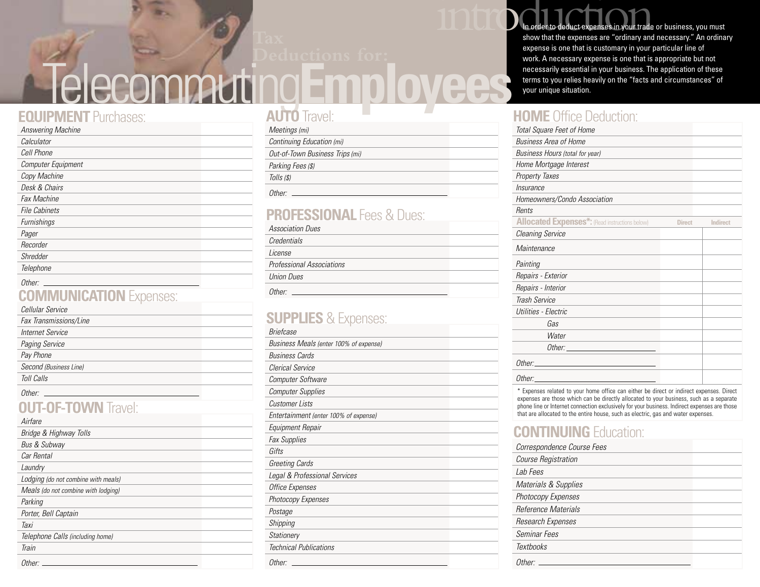# Tax Deductions for: Telecommuting Employees

## introduction

In order to deduct expenses in your trade or business, you must show that the expenses are "ordinary and necessary." An ordinary expense is one that is customary in your particular line of work. A necessary expense is one that is appropriate but not necessarily essential in your business. The application of these terms to you relies heavily on the "facts and circumstances" of your unique situation.

## EQUIPMENT Purchases:

| | |
|---|---|
| Answering Machine | |
| Calculator | |
| Cell Phone | |
| Computer Equipment | |
| Copy Machine | |
| Desk & Chairs | |
| Fax Machine | |
| File Cabinets | |
| Furnishings | |
| Pager | |
| Recorder | |
| Shredder | |
| Telephone | |
| Other: | |

## COMMUNICATION Expenses:

| | |
|---|---|
| Cellular Service | |
| Fax Transmissions/Line | |
| Internet Service | |
| Paging Service | |
| Pay Phone | |
| Second (Business Line) | |
| Toll Calls | |
| Other: | |

## OUT-OF-TOWN Travel:

| | |
|---|---|
| Airfare | |
| Bridge & Highway Tolls | |
| Bus & Subway | |
| Car Rental | |
| Laundry | |
| Lodging (do not combine with meals) | |
| Meals (do not combine with lodging) | |
| Parking | |
| Porter, Bell Captain | |
| Taxi | |
| Telephone Calls (including home) | |
| Train | |
| Other: | |

## AUTO Travel:

| | |
|---|---|
| Meetings (mi) | |
| Continuing Education (mi) | |
| Out-of-Town Business Trips (mi) | |
| Parking Fees ($) | |
| Tolls ($) | |
| Other: | |

## PROFESSIONAL Fees & Dues:

| | |
|---|---|
| Association Dues | |
| Credentials | |
| License | |
| Professional Associations | |
| Union Dues | |
| Other: | |

## SUPPLIES & Expenses:

| | |
|---|---|
| Briefcase | |
| Business Meals (enter 100% of expense) | |
| Business Cards | |
| Clerical Service | |
| Computer Software | |
| Computer Supplies | |
| Customer Lists | |
| Entertainment (enter 100% of expense) | |
| Equipment Repair | |
| Fax Supplies | |
| Gifts | |
| Greeting Cards | |
| Legal & Professional Services | |
| Office Expenses | |
| Photocopy Expenses | |
| Postage | |
| Shipping | |
| Stationery | |
| Technical Publications | |
| Other: | |

## HOME Office Deduction:

| | |
|---|---|
| Total Square Feet of Home | |
| Business Area of Home | |
| Business Hours (total for year) | |
| Home Mortgage Interest | |
| Property Taxes | |
| Insurance | |
| Homeowners/Condo Association | |
| Rents | |

| Allocated Expenses*: (Read instructions below) | Direct | Indirect |
|---|---|---|
| Cleaning Service | | |
| Maintenance | | |
| Painting | | |
| Repairs - Exterior | | |
| Repairs - Interior | | |
| Trash Service | | |
| Utilities - Electric | | |
| Gas | | |
| Water | | |
| Other: | | |
| Other: | | |
| Other: | | |

* Expenses related to your home office can either be direct or indirect expenses. Direct expenses are those which can be directly allocated to your business, such as a separate phone line or Internet connection exclusively for your business. Indirect expenses are those that are allocated to the entire house, such as electric, gas and water expenses.

## CONTINUING Education:

| | |
|---|---|
| Correspondence Course Fees | |
| Course Registration | |
| Lab Fees | |
| Materials & Supplies | |
| Photocopy Expenses | |
| Reference Materials | |
| Research Expenses | |
| Seminar Fees | |
| Textbooks | |
| Other: | |